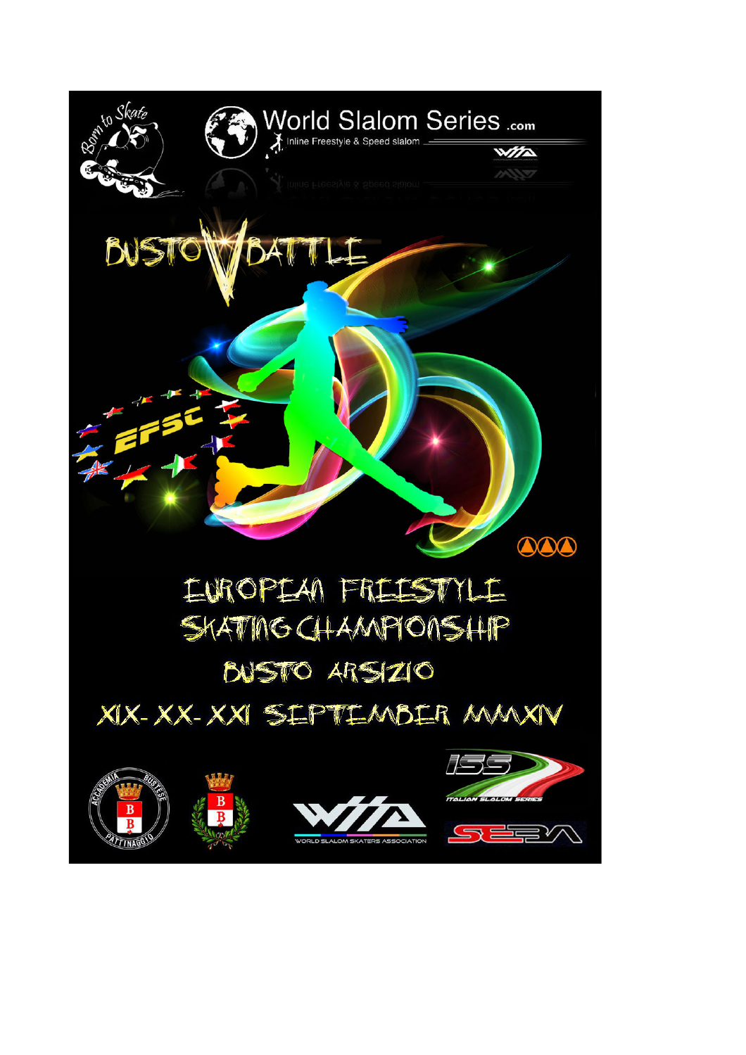World Slalom Series .com

Inline Freestyle & Speed slalom

# BUSTO BATTLE

EFSC

# EUROPEAN FREESTYLE SKATING CHAMPIONSHIP

## BUSTO ARSIZIO

## XIX- XX- XXI SEPTEMBER MMXIV

ACCADEMIA BUSTESE PATTINAGGIO

WORLD SLALOM SKATERS ASSOCIATION

ISS ITALIAN SLALOM SERIES

SEBA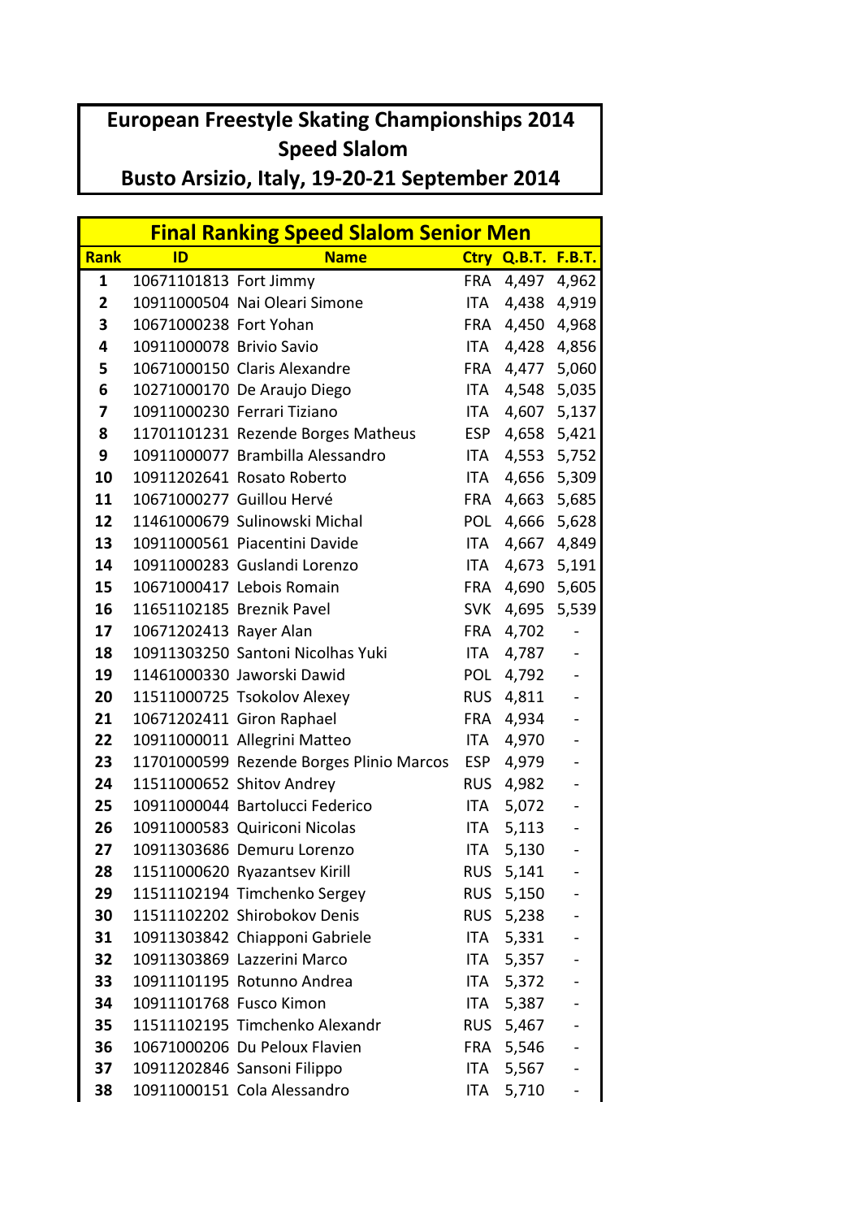# European Freestyle Skating Championships 2014
## Speed Slalom
## Busto Arsizio, Italy, 19-20-21 September 2014

| Final Ranking Speed Slalom Senior Men | | | | | |
|---|---|---|---|---|---|
| **Rank** | **ID** | **Name** | **Ctry** | **Q.B.T.** | **F.B.T.** |
| 1 | 10671101813 | Fort Jimmy | FRA | 4,497 | 4,962 |
| 2 | 10911000504 | Nai Oleari Simone | ITA | 4,438 | 4,919 |
| 3 | 10671000238 | Fort Yohan | FRA | 4,450 | 4,968 |
| 4 | 10911000078 | Brivio Savio | ITA | 4,428 | 4,856 |
| 5 | 10671000150 | Claris Alexandre | FRA | 4,477 | 5,060 |
| 6 | 10271000170 | De Araujo Diego | ITA | 4,548 | 5,035 |
| 7 | 10911000230 | Ferrari Tiziano | ITA | 4,607 | 5,137 |
| 8 | 11701101231 | Rezende Borges Matheus | ESP | 4,658 | 5,421 |
| 9 | 10911000077 | Brambilla Alessandro | ITA | 4,553 | 5,752 |
| 10 | 10911202641 | Rosato Roberto | ITA | 4,656 | 5,309 |
| 11 | 10671000277 | Guillou Hervé | FRA | 4,663 | 5,685 |
| 12 | 11461000679 | Sulinowski Michal | POL | 4,666 | 5,628 |
| 13 | 10911000561 | Piacentini Davide | ITA | 4,667 | 4,849 |
| 14 | 10911000283 | Guslandi Lorenzo | ITA | 4,673 | 5,191 |
| 15 | 10671000417 | Lebois Romain | FRA | 4,690 | 5,605 |
| 16 | 11651102185 | Breznik Pavel | SVK | 4,695 | 5,539 |
| 17 | 10671202413 | Rayer Alan | FRA | 4,702 | - |
| 18 | 10911303250 | Santoni Nicolhas Yuki | ITA | 4,787 | - |
| 19 | 11461000330 | Jaworski Dawid | POL | 4,792 | - |
| 20 | 11511000725 | Tsokolov Alexey | RUS | 4,811 | - |
| 21 | 10671202411 | Giron Raphael | FRA | 4,934 | - |
| 22 | 10911000011 | Allegrini Matteo | ITA | 4,970 | - |
| 23 | 11701000599 | Rezende Borges Plinio Marcos | ESP | 4,979 | - |
| 24 | 11511000652 | Shitov Andrey | RUS | 4,982 | - |
| 25 | 10911000044 | Bartolucci Federico | ITA | 5,072 | - |
| 26 | 10911000583 | Quiriconi Nicolas | ITA | 5,113 | - |
| 27 | 10911303686 | Demuru Lorenzo | ITA | 5,130 | - |
| 28 | 11511000620 | Ryazantsev Kirill | RUS | 5,141 | - |
| 29 | 11511102194 | Timchenko Sergey | RUS | 5,150 | - |
| 30 | 11511102202 | Shirobokov Denis | RUS | 5,238 | - |
| 31 | 10911303842 | Chiapponi Gabriele | ITA | 5,331 | - |
| 32 | 10911303869 | Lazzerini Marco | ITA | 5,357 | - |
| 33 | 10911101195 | Rotunno Andrea | ITA | 5,372 | - |
| 34 | 10911101768 | Fusco Kimon | ITA | 5,387 | - |
| 35 | 11511102195 | Timchenko Alexandr | RUS | 5,467 | - |
| 36 | 10671000206 | Du Peloux Flavien | FRA | 5,546 | - |
| 37 | 10911202846 | Sansoni Filippo | ITA | 5,567 | - |
| 38 | 10911000151 | Cola Alessandro | ITA | 5,710 | - |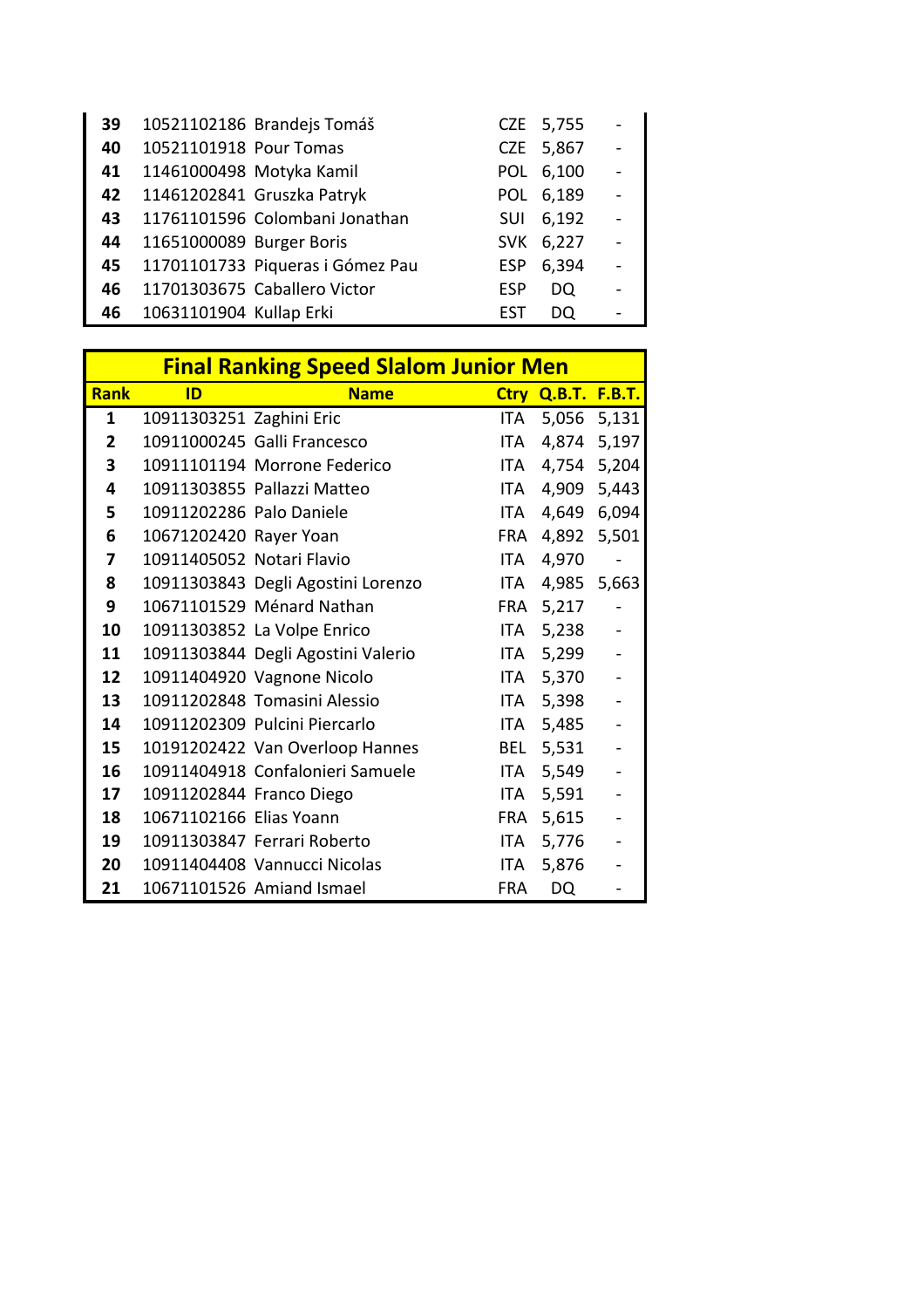| | | | | | |
|---|---|---|---|---|---|
| 39 | 10521102186 | Brandejs Tomáš | CZE | 5,755 | - |
| 40 | 10521101918 | Pour Tomas | CZE | 5,867 | - |
| 41 | 11461000498 | Motyka Kamil | POL | 6,100 | - |
| 42 | 11461202841 | Gruszka Patryk | POL | 6,189 | - |
| 43 | 11761101596 | Colombani Jonathan | SUI | 6,192 | - |
| 44 | 11651000089 | Burger Boris | SVK | 6,227 | - |
| 45 | 11701101733 | Piqueras i Gómez Pau | ESP | 6,394 | - |
| 46 | 11701303675 | Caballero Victor | ESP | DQ | - |
| 46 | 10631101904 | Kullap Erki | EST | DQ | - |

## Final Ranking Speed Slalom Junior Men

| Rank | ID | Name | Ctry | Q.B.T. | F.B.T. |
|---|---|---|---|---|---|
| 1 | 10911303251 | Zaghini Eric | ITA | 5,056 | 5,131 |
| 2 | 10911000245 | Galli Francesco | ITA | 4,874 | 5,197 |
| 3 | 10911101194 | Morrone Federico | ITA | 4,754 | 5,204 |
| 4 | 10911303855 | Pallazzi Matteo | ITA | 4,909 | 5,443 |
| 5 | 10911202286 | Palo Daniele | ITA | 4,649 | 6,094 |
| 6 | 10671202420 | Rayer Yoan | FRA | 4,892 | 5,501 |
| 7 | 10911405052 | Notari Flavio | ITA | 4,970 | - |
| 8 | 10911303843 | Degli Agostini Lorenzo | ITA | 4,985 | 5,663 |
| 9 | 10671101529 | Ménard Nathan | FRA | 5,217 | - |
| 10 | 10911303852 | La Volpe Enrico | ITA | 5,238 | - |
| 11 | 10911303844 | Degli Agostini Valerio | ITA | 5,299 | - |
| 12 | 10911404920 | Vagnone Nicolo | ITA | 5,370 | - |
| 13 | 10911202848 | Tomasini Alessio | ITA | 5,398 | - |
| 14 | 10911202309 | Pulcini Piercarlo | ITA | 5,485 | - |
| 15 | 10191202422 | Van Overloop Hannes | BEL | 5,531 | - |
| 16 | 10911404918 | Confalonieri Samuele | ITA | 5,549 | - |
| 17 | 10911202844 | Franco Diego | ITA | 5,591 | - |
| 18 | 10671102166 | Elias Yoann | FRA | 5,615 | - |
| 19 | 10911303847 | Ferrari Roberto | ITA | 5,776 | - |
| 20 | 10911404408 | Vannucci Nicolas | ITA | 5,876 | - |
| 21 | 10671101526 | Amiand Ismael | FRA | DQ | - |